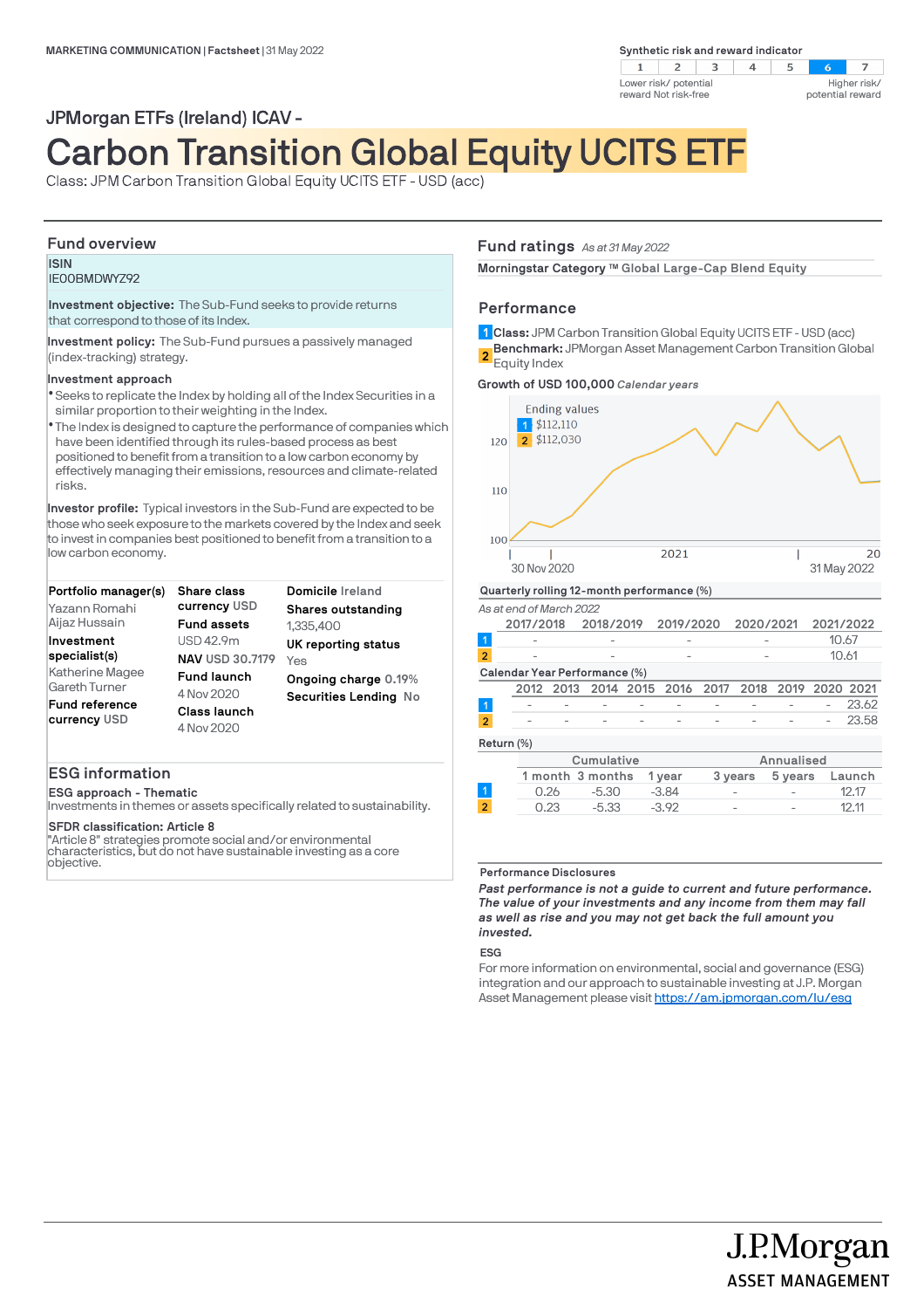MARKETING COMMUNICATION | Factsheet | 31 May 2022

**Synthetic risk and reward indicator**

| 1 | 2 | 3 | 4 | 5 | 6 | 7 |
|---|---|---|---|---|---|---|

Lower risk/ potential reward Not risk-free — Higher risk/ potential reward

JPMorgan ETFs (Ireland) ICAV -

# Carbon Transition Global Equity UCITS ETF

Class: JPM Carbon Transition Global Equity UCITS ETF - USD (acc)

## Fund overview

**ISIN**
IE00BMDWYZ92

**Investment objective:** The Sub-Fund seeks to provide returns that correspond to those of its Index.

**Investment policy:** The Sub-Fund pursues a passively managed (index-tracking) strategy.

**Investment approach**

- Seeks to replicate the Index by holding all of the Index Securities in a similar proportion to their weighting in the Index.
- The Index is designed to capture the performance of companies which have been identified through its rules-based process as best positioned to benefit from a transition to a low carbon economy by effectively managing their emissions, resources and climate-related risks.

**Investor profile:** Typical investors in the Sub-Fund are expected to be those who seek exposure to the markets covered by the Index and seek to invest in companies best positioned to benefit from a transition to a low carbon economy.

**Portfolio manager(s)**
Yazann Romahi
Aijaz Hussain

**Investment specialist(s)**
Katherine Magee
Gareth Turner

**Fund reference currency** USD

**Share class currency** USD

**Fund assets**
USD 42.9m

**NAV** USD 30.7179

**Fund launch**
4 Nov 2020

**Class launch**
4 Nov 2020

**Domicile** Ireland

**Shares outstanding**
1,335,400

**UK reporting status**
Yes

**Ongoing charge** 0.19%

**Securities Lending** No

## ESG information

**ESG approach - Thematic**
Investments in themes or assets specifically related to sustainability.

**SFDR classification: Article 8**
"Article 8" strategies promote social and/or environmental characteristics, but do not have sustainable investing as a core objective.

## Fund ratings *As at 31 May 2022*

**Morningstar Category ™** Global Large-Cap Blend Equity

## Performance

1 **Class:** JPM Carbon Transition Global Equity UCITS ETF - USD (acc)
2 **Benchmark:** JPMorgan Asset Management Carbon Transition Global Equity Index

**Growth of USD 100,000** *Calendar years*

Ending values
1 $112,110
2 $112,030

30 Nov 2020 — 31 May 2022

**Quarterly rolling 12-month performance (%)**

*As at end of March 2022*

| | 2017/2018 | 2018/2019 | 2019/2020 | 2020/2021 | 2021/2022 |
|---|---|---|---|---|---|
| 1 | - | - | - | - | 10.67 |
| 2 | - | - | - | - | 10.61 |

**Calendar Year Performance (%)**

| | 2012 | 2013 | 2014 | 2015 | 2016 | 2017 | 2018 | 2019 | 2020 | 2021 |
|---|---|---|---|---|---|---|---|---|---|---|
| 1 | - | - | - | - | - | - | - | - | - | 23.62 |
| 2 | - | - | - | - | - | - | - | - | - | 23.58 |

**Return (%)**

| | Cumulative | | | Annualised | | |
|---|---|---|---|---|---|---|
| | 1 month | 3 months | 1 year | 3 years | 5 years | Launch |
| 1 | 0.26 | -5.30 | -3.84 | - | - | 12.17 |
| 2 | 0.23 | -5.33 | -3.92 | - | - | 12.11 |

**Performance Disclosures**

***Past performance is not a guide to current and future performance. The value of your investments and any income from them may fall as well as rise and you may not get back the full amount you invested.***

**ESG**

For more information on environmental, social and governance (ESG) integration and our approach to sustainable investing at J.P. Morgan Asset Management please visit https://am.jpmorgan.com/lu/esg

J.P.Morgan
ASSET MANAGEMENT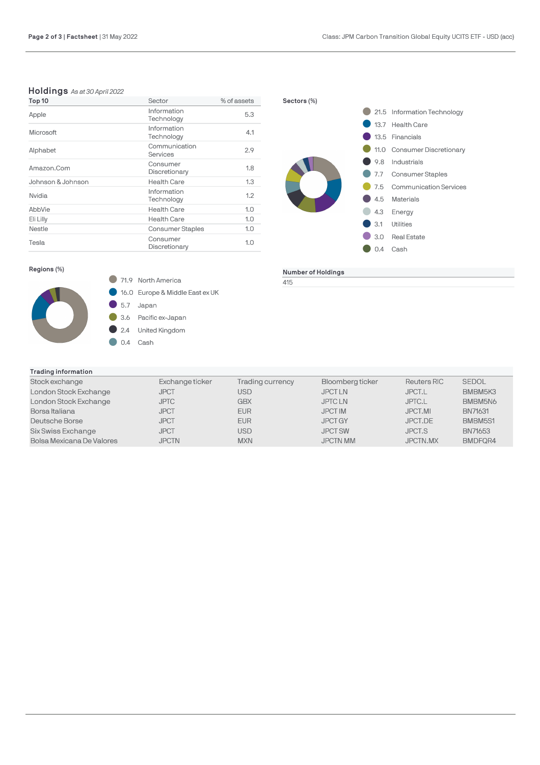## Holdings *As at 30 April 2022*

| Top 10 | Sector | % of assets |
|---|---|---|
| Apple | Information Technology | 5.3 |
| Microsoft | Information Technology | 4.1 |
| Alphabet | Communication Services | 2.9 |
| Amazon.Com | Consumer Discretionary | 1.8 |
| Johnson & Johnson | Health Care | 1.3 |
| Nvidia | Information Technology | 1.2 |
| AbbVie | Health Care | 1.0 |
| Eli Lilly | Health Care | 1.0 |
| Nestle | Consumer Staples | 1.0 |
| Tesla | Consumer Discretionary | 1.0 |

**Sectors (%)**

- 21.5 Information Technology
- 13.7 Health Care
- 13.5 Financials
- 11.0 Consumer Discretionary
- 9.8 Industrials
- 7.7 Consumer Staples
- 7.5 Communication Services
- 4.5 Materials
- 4.3 Energy
- 3.1 Utilities
- 3.0 Real Estate
- 0.4 Cash

**Regions (%)**

- 71.9 North America
- 16.0 Europe & Middle East ex UK
- 5.7 Japan
- 3.6 Pacific ex-Japan
- 2.4 United Kingdom
- 0.4 Cash

| Number of Holdings |
|---|
| 415 |

**Trading information**

| Stock exchange | Exchange ticker | Trading currency | Bloomberg ticker | Reuters RIC | SEDOL |
|---|---|---|---|---|---|
| London Stock Exchange | JPCT | USD | JPCT LN | JPCT.L | BMBM5K3 |
| London Stock Exchange | JPTC | GBX | JPTC LN | JPTC.L | BMBM5N6 |
| Borsa Italiana | JPCT | EUR | JPCT IM | JPCT.MI | BN71631 |
| Deutsche Borse | JPCT | EUR | JPCT GY | JPCT.DE | BMBM5S1 |
| Six Swiss Exchange | JPCT | USD | JPCT SW | JPCT.S | BN71653 |
| Bolsa Mexicana De Valores | JPCTN | MXN | JPCTN MM | JPCTN.MX | BMDFQR4 |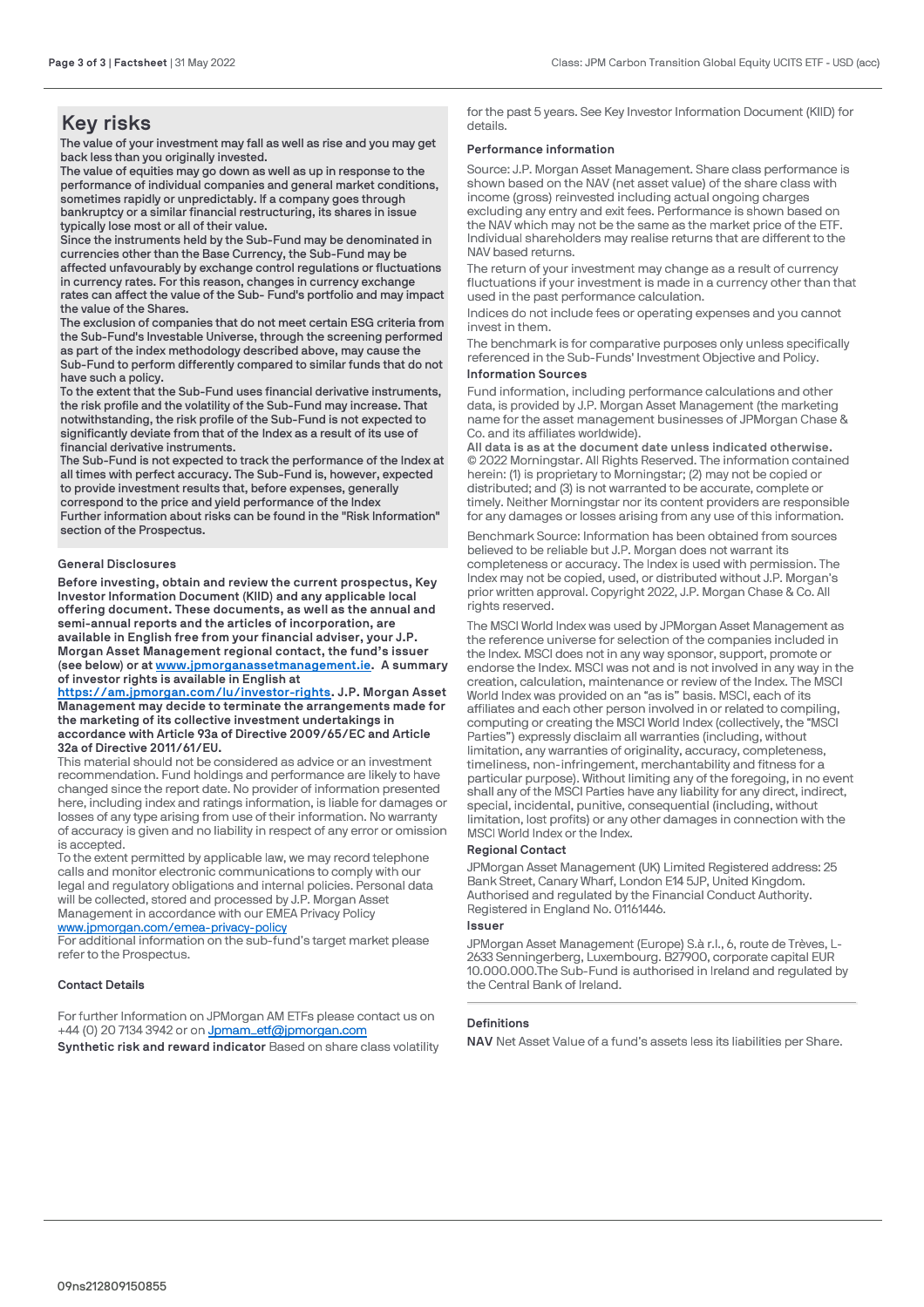## Key risks

The value of your investment may fall as well as rise and you may get back less than you originally invested.
The value of equities may go down as well as up in response to the performance of individual companies and general market conditions, sometimes rapidly or unpredictably. If a company goes through bankruptcy or a similar financial restructuring, its shares in issue typically lose most or all of their value.
Since the instruments held by the Sub-Fund may be denominated in currencies other than the Base Currency, the Sub-Fund may be affected unfavourably by exchange control regulations or fluctuations in currency rates. For this reason, changes in currency exchange rates can affect the value of the Sub- Fund's portfolio and may impact the value of the Shares.
The exclusion of companies that do not meet certain ESG criteria from the Sub-Fund's Investable Universe, through the screening performed as part of the index methodology described above, may cause the Sub-Fund to perform differently compared to similar funds that do not have such a policy.
To the extent that the Sub-Fund uses financial derivative instruments, the risk profile and the volatility of the Sub-Fund may increase. That notwithstanding, the risk profile of the Sub-Fund is not expected to significantly deviate from that of the Index as a result of its use of financial derivative instruments.
The Sub-Fund is not expected to track the performance of the Index at all times with perfect accuracy. The Sub-Fund is, however, expected to provide investment results that, before expenses, generally correspond to the price and yield performance of the Index
Further information about risks can be found in the "Risk Information" section of the Prospectus.

### General Disclosures

**Before investing, obtain and review the current prospectus, Key Investor Information Document (KIID) and any applicable local offering document. These documents, as well as the annual and semi-annual reports and the articles of incorporation, are available in English free from your financial adviser, your J.P. Morgan Asset Management regional contact, the fund's issuer (see below) or at www.jpmorganassetmanagement.ie. A summary of investor rights is available in English at https://am.jpmorgan.com/lu/investor-rights. J.P. Morgan Asset Management may decide to terminate the arrangements made for the marketing of its collective investment undertakings in accordance with Article 93a of Directive 2009/65/EC and Article 32a of Directive 2011/61/EU.**

This material should not be considered as advice or an investment recommendation. Fund holdings and performance are likely to have changed since the report date. No provider of information presented here, including index and ratings information, is liable for damages or losses of any type arising from use of their information. No warranty of accuracy is given and no liability in respect of any error or omission is accepted.
To the extent permitted by applicable law, we may record telephone calls and monitor electronic communications to comply with our legal and regulatory obligations and internal policies. Personal data will be collected, stored and processed by J.P. Morgan Asset Management in accordance with our EMEA Privacy Policy www.jpmorgan.com/emea-privacy-policy
For additional information on the sub-fund's target market please refer to the Prospectus.

### Contact Details

For further Information on JPMorgan AM ETFs please contact us on +44 (0) 20 7134 3942 or on Jpmam_etf@jpmorgan.com

**Synthetic risk and reward indicator** Based on share class volatility for the past 5 years. See Key Investor Information Document (KIID) for details.

### Performance information

Source: J.P. Morgan Asset Management. Share class performance is shown based on the NAV (net asset value) of the share class with income (gross) reinvested including actual ongoing charges excluding any entry and exit fees. Performance is shown based on the NAV which may not be the same as the market price of the ETF. Individual shareholders may realise returns that are different to the NAV based returns.

The return of your investment may change as a result of currency fluctuations if your investment is made in a currency other than that used in the past performance calculation.

Indices do not include fees or operating expenses and you cannot invest in them.

The benchmark is for comparative purposes only unless specifically referenced in the Sub-Funds' Investment Objective and Policy.

### Information Sources

Fund information, including performance calculations and other data, is provided by J.P. Morgan Asset Management (the marketing name for the asset management businesses of JPMorgan Chase & Co. and its affiliates worldwide).

**All data is as at the document date unless indicated otherwise.**
© 2022 Morningstar. All Rights Reserved. The information contained herein: (1) is proprietary to Morningstar; (2) may not be copied or distributed; and (3) is not warranted to be accurate, complete or timely. Neither Morningstar nor its content providers are responsible for any damages or losses arising from any use of this information.

Benchmark Source: Information has been obtained from sources believed to be reliable but J.P. Morgan does not warrant its completeness or accuracy. The Index is used with permission. The Index may not be copied, used, or distributed without J.P. Morgan's prior written approval. Copyright 2022, J.P. Morgan Chase & Co. All rights reserved.

The MSCI World Index was used by JPMorgan Asset Management as the reference universe for selection of the companies included in the Index. MSCI does not in any way sponsor, support, promote or endorse the Index. MSCI was not and is not involved in any way in the creation, calculation, maintenance or review of the Index. The MSCI World Index was provided on an "as is" basis. MSCI, each of its affiliates and each other person involved in or related to compiling, computing or creating the MSCI World Index (collectively, the "MSCI Parties") expressly disclaim all warranties (including, without limitation, any warranties of originality, accuracy, completeness, timeliness, non-infringement, merchantability and fitness for a particular purpose). Without limiting any of the foregoing, in no event shall any of the MSCI Parties have any liability for any direct, indirect, special, incidental, punitive, consequential (including, without limitation, lost profits) or any other damages in connection with the MSCI World Index or the Index.

### Regional Contact

JPMorgan Asset Management (UK) Limited Registered address: 25 Bank Street, Canary Wharf, London E14 5JP, United Kingdom. Authorised and regulated by the Financial Conduct Authority. Registered in England No. 01161446.

### Issuer

JPMorgan Asset Management (Europe) S.à r.l., 6, route de Trèves, L-2633 Senningerberg, Luxembourg. B27900, corporate capital EUR 10.000.000.The Sub-Fund is authorised in Ireland and regulated by the Central Bank of Ireland.

### Definitions

**NAV** Net Asset Value of a fund's assets less its liabilities per Share.

09ns212809150855